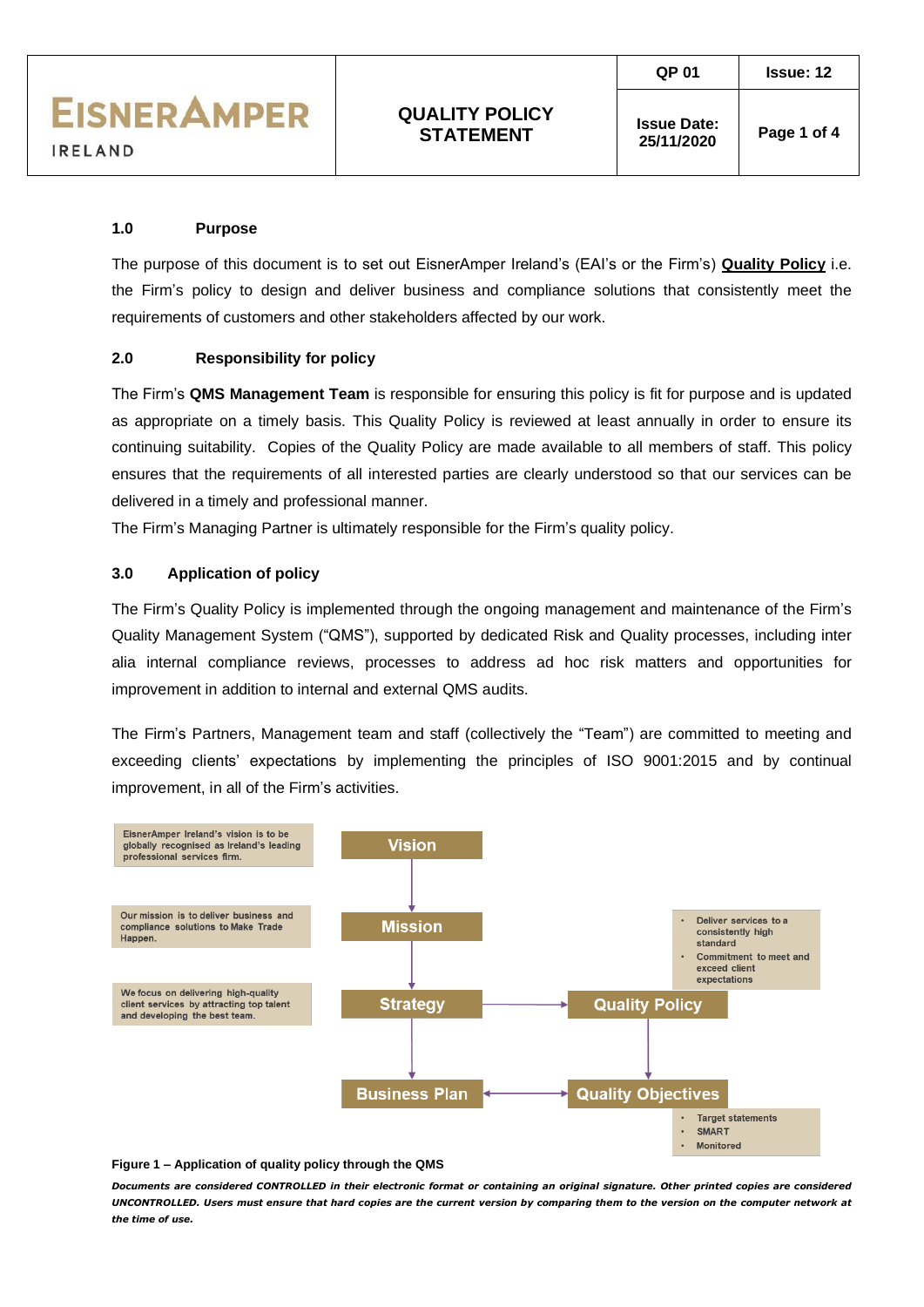# QUALITY POLICY STATEMENT

| QP 01 | Issue: 12 |
|---|---|
| Issue Date: 25/11/2020 | |

### 1.0 Purpose

The purpose of this document is to set out EisnerAmper Ireland's (EAI's or the Firm's) **Quality Policy** i.e. the Firm's policy to design and deliver business and compliance solutions that consistently meet the requirements of customers and other stakeholders affected by our work.

### 2.0 Responsibility for policy

The Firm's **QMS Management Team** is responsible for ensuring this policy is fit for purpose and is updated as appropriate on a timely basis. This Quality Policy is reviewed at least annually in order to ensure its continuing suitability. Copies of the Quality Policy are made available to all members of staff. This policy ensures that the requirements of all interested parties are clearly understood so that our services can be delivered in a timely and professional manner.

The Firm's Managing Partner is ultimately responsible for the Firm's quality policy.

### 3.0 Application of policy

The Firm's Quality Policy is implemented through the ongoing management and maintenance of the Firm's Quality Management System ("QMS"), supported by dedicated Risk and Quality processes, including inter alia internal compliance reviews, processes to address ad hoc risk matters and opportunities for improvement in addition to internal and external QMS audits.

The Firm's Partners, Management team and staff (collectively the "Team") are committed to meeting and exceeding clients' expectations by implementing the principles of ISO 9001:2015 and by continual improvement, in all of the Firm's activities.

EisnerAmper Ireland's vision is to be globally recognised as Ireland's leading professional services firm.

Our mission is to deliver business and compliance solutions to Make Trade Happen.

We focus on delivering high-quality client services by attracting top talent and developing the best team.

Vision → Mission → Strategy → Quality Policy; Strategy → Business Plan; Quality Policy → Quality Objectives; Business Plan ↔ Quality Objectives

Quality Policy:
- Deliver services to a consistently high standard
- Commitment to meet and exceed client expectations

Quality Objectives:
- Target statements
- SMART
- Monitored

**Figure 1 – Application of quality policy through the QMS**

***Documents are considered CONTROLLED in their electronic format or containing an original signature. Other printed copies are considered UNCONTROLLED. Users must ensure that hard copies are the current version by comparing them to the version on the computer network at the time of use.***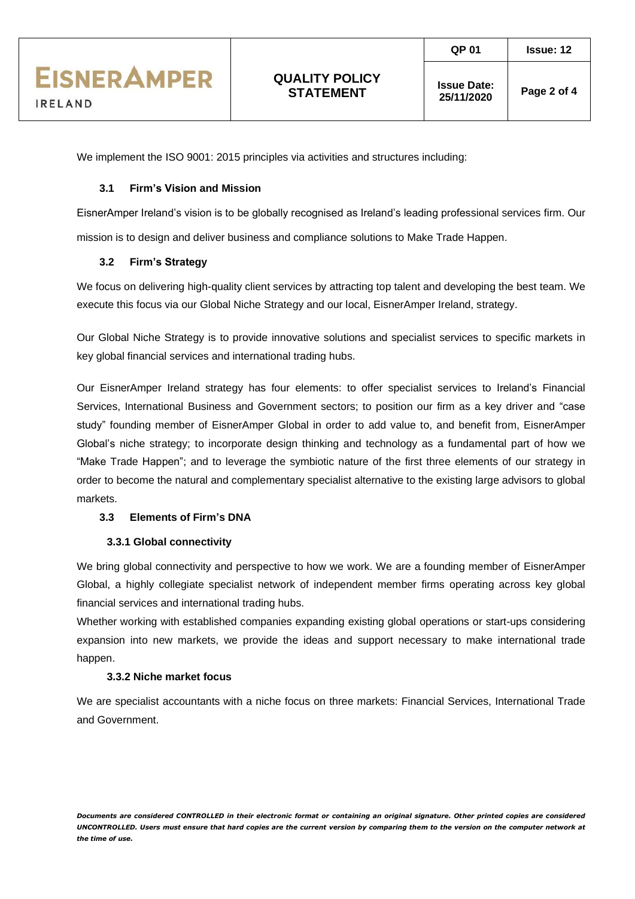We implement the ISO 9001: 2015 principles via activities and structures including:

### 3.1 Firm's Vision and Mission

EisnerAmper Ireland's vision is to be globally recognised as Ireland's leading professional services firm. Our mission is to design and deliver business and compliance solutions to Make Trade Happen.

### 3.2 Firm's Strategy

We focus on delivering high-quality client services by attracting top talent and developing the best team. We execute this focus via our Global Niche Strategy and our local, EisnerAmper Ireland, strategy.

Our Global Niche Strategy is to provide innovative solutions and specialist services to specific markets in key global financial services and international trading hubs.

Our EisnerAmper Ireland strategy has four elements: to offer specialist services to Ireland's Financial Services, International Business and Government sectors; to position our firm as a key driver and "case study" founding member of EisnerAmper Global in order to add value to, and benefit from, EisnerAmper Global's niche strategy; to incorporate design thinking and technology as a fundamental part of how we "Make Trade Happen"; and to leverage the symbiotic nature of the first three elements of our strategy in order to become the natural and complementary specialist alternative to the existing large advisors to global markets.

### 3.3 Elements of Firm's DNA

#### 3.3.1 Global connectivity

We bring global connectivity and perspective to how we work. We are a founding member of EisnerAmper Global, a highly collegiate specialist network of independent member firms operating across key global financial services and international trading hubs.

Whether working with established companies expanding existing global operations or start-ups considering expansion into new markets, we provide the ideas and support necessary to make international trade happen.

#### 3.3.2 Niche market focus

We are specialist accountants with a niche focus on three markets: Financial Services, International Trade and Government.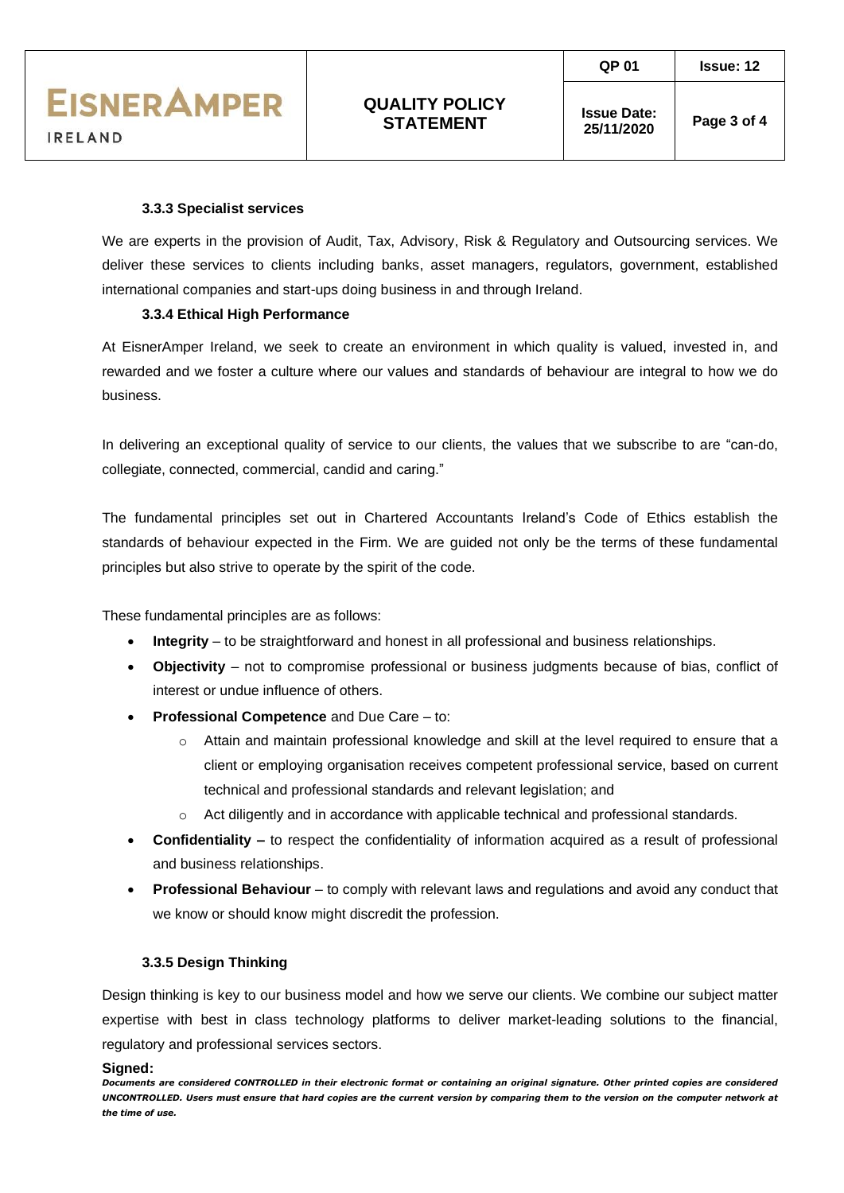#### 3.3.3 Specialist services

We are experts in the provision of Audit, Tax, Advisory, Risk & Regulatory and Outsourcing services. We deliver these services to clients including banks, asset managers, regulators, government, established international companies and start-ups doing business in and through Ireland.

#### 3.3.4 Ethical High Performance

At EisnerAmper Ireland, we seek to create an environment in which quality is valued, invested in, and rewarded and we foster a culture where our values and standards of behaviour are integral to how we do business.

In delivering an exceptional quality of service to our clients, the values that we subscribe to are "can-do, collegiate, connected, commercial, candid and caring."

The fundamental principles set out in Chartered Accountants Ireland's Code of Ethics establish the standards of behaviour expected in the Firm. We are guided not only be the terms of these fundamental principles but also strive to operate by the spirit of the code.

These fundamental principles are as follows:

- **Integrity** – to be straightforward and honest in all professional and business relationships.
- **Objectivity** – not to compromise professional or business judgments because of bias, conflict of interest or undue influence of others.
- **Professional Competence** and Due Care – to:
  - Attain and maintain professional knowledge and skill at the level required to ensure that a client or employing organisation receives competent professional service, based on current technical and professional standards and relevant legislation; and
  - Act diligently and in accordance with applicable technical and professional standards.
- **Confidentiality –** to respect the confidentiality of information acquired as a result of professional and business relationships.
- **Professional Behaviour** – to comply with relevant laws and regulations and avoid any conduct that we know or should know might discredit the profession.

#### 3.3.5 Design Thinking

Design thinking is key to our business model and how we serve our clients. We combine our subject matter expertise with best in class technology platforms to deliver market-leading solutions to the financial, regulatory and professional services sectors.

**Signed:**

***Documents are considered CONTROLLED in their electronic format or containing an original signature. Other printed copies are considered UNCONTROLLED. Users must ensure that hard copies are the current version by comparing them to the version on the computer network at the time of use.***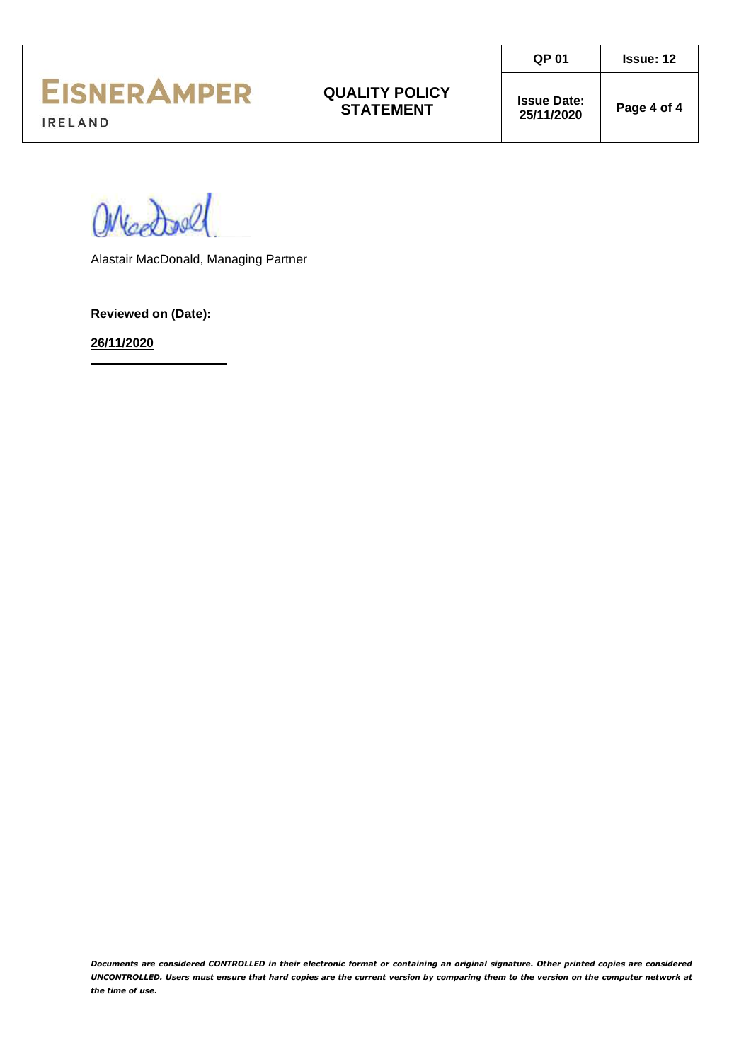Alastair MacDonald, Managing Partner

**Reviewed on (Date):**

**26/11/2020**

***Documents are considered CONTROLLED in their electronic format or containing an original signature. Other printed copies are considered UNCONTROLLED. Users must ensure that hard copies are the current version by comparing them to the version on the computer network at the time of use.***